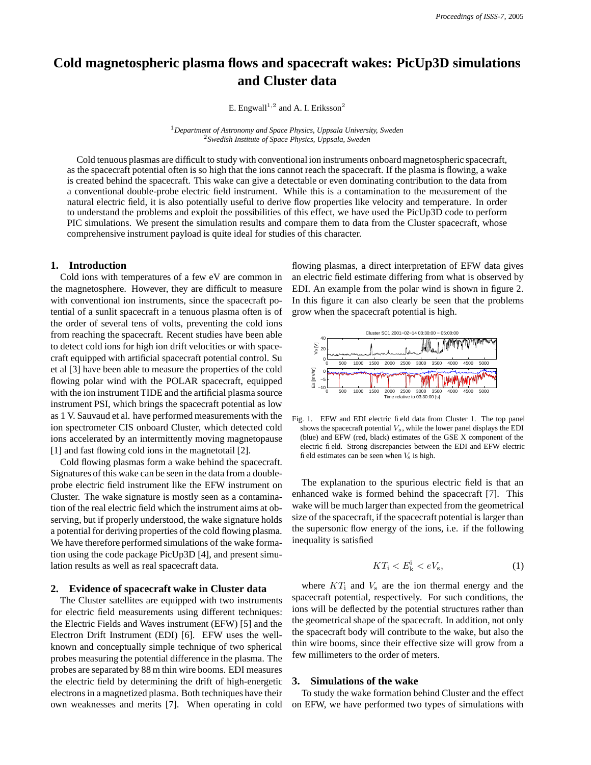# Cold magnetospheric plasma flows and spacecraft wakes: PicUp3D simulations and Cluster data

E. Engwall[1,2] and A. I. Eriksson[2]

[1] *Department of Astronomy and Space Physics, Uppsala University, Sweden*
[2] *Swedish Institute of Space Physics, Uppsala, Sweden*

Cold tenuous plasmas are difficult to study with conventional ion instruments onboard magnetospheric spacecraft, as the spacecraft potential often is so high that the ions cannot reach the spacecraft. If the plasma is flowing, a wake is created behind the spacecraft. This wake can give a detectable or even dominating contribution to the data from a conventional double-probe electric field instrument. While this is a contamination to the measurement of the natural electric field, it is also potentially useful to derive flow properties like velocity and temperature. In order to understand the problems and exploit the possibilities of this effect, we have used the PicUp3D code to perform PIC simulations. We present the simulation results and compare them to data from the Cluster spacecraft, whose comprehensive instrument payload is quite ideal for studies of this character.

## 1. Introduction

Cold ions with temperatures of a few eV are common in the magnetosphere. However, they are difficult to measure with conventional ion instruments, since the spacecraft potential of a sunlit spacecraft in a tenuous plasma often is of the order of several tens of volts, preventing the cold ions from reaching the spacecraft. Recent studies have been able to detect cold ions for high ion drift velocities or with spacecraft equipped with artificial spacecraft potential control. Su et al [3] have been able to measure the properties of the cold flowing polar wind with the POLAR spacecraft, equipped with the ion instrument TIDE and the artificial plasma source instrument PSI, which brings the spacecraft potential as low as 1 V. Sauvaud et al. have performed measurements with the ion spectrometer CIS onboard Cluster, which detected cold ions accelerated by an intermittently moving magnetopause [1] and fast flowing cold ions in the magnetotail [2].

Cold flowing plasmas form a wake behind the spacecraft. Signatures of this wake can be seen in the data from a double-probe electric field instrument like the EFW instrument on Cluster. The wake signature is mostly seen as a contamination of the real electric field which the instrument aims at observing, but if properly understood, the wake signature holds a potential for deriving properties of the cold flowing plasma. We have therefore performed simulations of the wake formation using the code package PicUp3D [4], and present simulation results as well as real spacecraft data.

## 2. Evidence of spacecraft wake in Cluster data

The Cluster satellites are equipped with two instruments for electric field measurements using different techniques: the Electric Fields and Waves instrument (EFW) [5] and the Electron Drift Instrument (EDI) [6]. EFW uses the well-known and conceptually simple technique of two spherical probes measuring the potential difference in the plasma. The probes are separated by 88 m thin wire booms. EDI measures the electric field by determining the drift of high-energetic electrons in a magnetized plasma. Both techniques have their own weaknesses and merits [7]. When operating in cold flowing plasmas, a direct interpretation of EFW data gives an electric field estimate differing from what is observed by EDI. An example from the polar wind is shown in figure 2. In this figure it can also clearly be seen that the problems grow when the spacecraft potential is high.

Fig. 1. EFW and EDI electric field data from Cluster 1. The top panel shows the spacecraft potential $V_s$, while the lower panel displays the EDI (blue) and EFW (red, black) estimates of the GSE X component of the electric field. Strong discrepancies between the EDI and EFW electric field estimates can be seen when $V_s$ is high.

The explanation to the spurious electric field is that an enhanced wake is formed behind the spacecraft [7]. This wake will be much larger than expected from the geometrical size of the spacecraft, if the spacecraft potential is larger than the supersonic flow energy of the ions, i.e. if the following inequality is satisfied

$$KT_{\mathrm{i}} < E_{\mathrm{k}}^{\mathrm{i}} < eV_{\mathrm{s}}, \tag{1}$$

where $KT_{\mathrm{i}}$ and $V_{\mathrm{s}}$ are the ion thermal energy and the spacecraft potential, respectively. For such conditions, the ions will be deflected by the potential structures rather than the geometrical shape of the spacecraft. In addition, not only the spacecraft body will contribute to the wake, but also the thin wire booms, since their effective size will grow from a few millimeters to the order of meters.

## 3. Simulations of the wake

To study the wake formation behind Cluster and the effect on EFW, we have performed two types of simulations with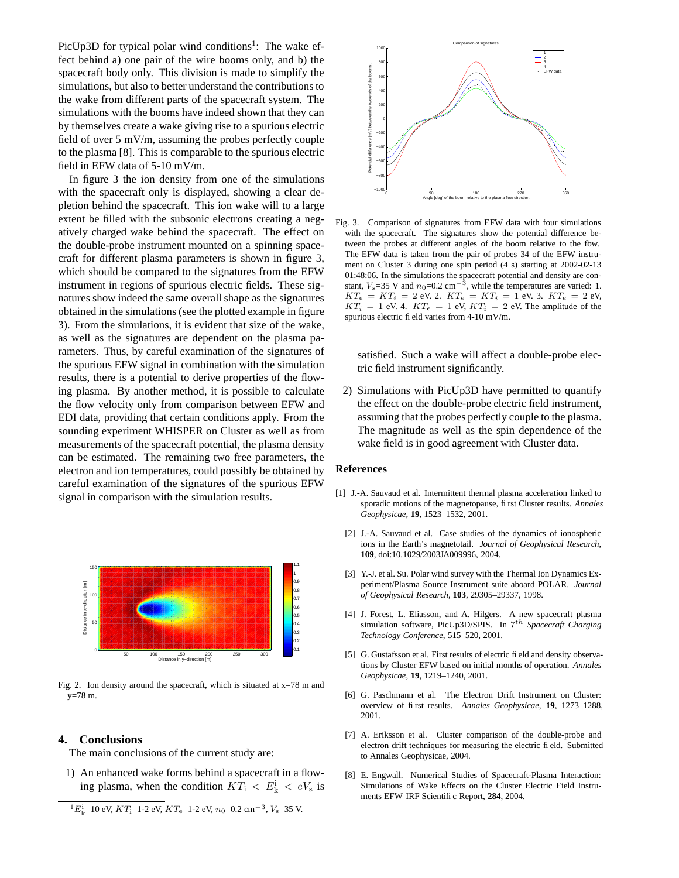PicUp3D for typical polar wind conditions[1]: The wake effect behind a) one pair of the wire booms only, and b) the spacecraft body only. This division is made to simplify the simulations, but also to better understand the contributions to the wake from different parts of the spacecraft system. The simulations with the booms have indeed shown that they can by themselves create a wake giving rise to a spurious electric field of over 5 mV/m, assuming the probes perfectly couple to the plasma [8]. This is comparable to the spurious electric field in EFW data of 5-10 mV/m.

In figure 3 the ion density from one of the simulations with the spacecraft only is displayed, showing a clear depletion behind the spacecraft. This ion wake will to a large extent be filled with the subsonic electrons creating a negatively charged wake behind the spacecraft. The effect on the double-probe instrument mounted on a spinning spacecraft for different plasma parameters is shown in figure 3, which should be compared to the signatures from the EFW instrument in regions of spurious electric fields. These signatures show indeed the same overall shape as the signatures obtained in the simulations (see the plotted example in figure 3). From the simulations, it is evident that size of the wake, as well as the signatures are dependent on the plasma parameters. Thus, by careful examination of the signatures of the spurious EFW signal in combination with the simulation results, there is a potential to derive properties of the flowing plasma. By another method, it is possible to calculate the flow velocity only from comparison between EFW and EDI data, providing that certain conditions apply. From the sounding experiment WHISPER on Cluster as well as from measurements of the spacecraft potential, the plasma density can be estimated. The remaining two free parameters, the electron and ion temperatures, could possibly be obtained by careful examination of the signatures of the spurious EFW signal in comparison with the simulation results.

Distance in x-direction [m]
150
100
50
0
50 100 150 200 250 300
Distance in y-direction [m]
1.1 1 0.9 0.8 0.7 0.6 0.5 0.4 0.3 0.2 0.1

Fig. 2. Ion density around the spacecraft, which is situated at x=78 m and y=78 m.

## 4. Conclusions

The main conclusions of the current study are:

1) An enhanced wake forms behind a spacecraft in a flowing plasma, when the condition $KT_{\rm i} < E_{\rm k}^{\rm i} < eV_{\rm s}$ is satisfied. Such a wake will affect a double-probe electric field instrument significantly.

2) Simulations with PicUp3D have permitted to quantify the effect on the double-probe electric field instrument, assuming that the probes perfectly couple to the plasma. The magnitude as well as the spin dependence of the wake field is in good agreement with Cluster data.

[1] $E_{\rm k}^{\rm i}$=10 eV, $KT_{\rm i}$=1-2 eV, $KT_{\rm e}$=1-2 eV, $n_0$=0.2 cm$^{-3}$, $V_{\rm s}$=35 V.

Comparison of signatures.
Potential difference [mV] between the two ends of the booms.
1000
800
600
400
200
0
−200
−400
−600
−800
−1000
0 90 180 270 360
Angle [deg] of the boom relative to the plasma flow direction.
1
2
3
4
EFW data

Fig. 3. Comparison of signatures from EFW data with four simulations with the spacecraft. The signatures show the potential difference between the probes at different angles of the boom relative to the flow. The EFW data is taken from the pair of probes 34 of the EFW instrument on Cluster 3 during one spin period (4 s) starting at 2002-02-13 01:48:06. In the simulations the spacecraft potential and density are constant, $V_s$=35 V and $n_0$=0.2 cm$^{-3}$, while the temperatures are varied: 1. $KT_e = KT_i = 2$ eV. 2. $KT_e = KT_i = 1$ eV. 3. $KT_e = 2$ eV, $KT_i = 1$ eV. 4. $KT_e = 1$ eV, $KT_i = 2$ eV. The amplitude of the spurious electric field varies from 4-10 mV/m.

## References

[1] J.-A. Sauvaud et al. Intermittent thermal plasma acceleration linked to sporadic motions of the magnetopause, first Cluster results. *Annales Geophysicae*, **19**, 1523–1532, 2001.

[2] J.-A. Sauvaud et al. Case studies of the dynamics of ionospheric ions in the Earth's magnetotail. *Journal of Geophysical Research*, **109**, doi:10.1029/2003JA009996, 2004.

[3] Y.-J. et al. Su. Polar wind survey with the Thermal Ion Dynamics Experiment/Plasma Source Instrument suite aboard POLAR. *Journal of Geophysical Research*, **103**, 29305–29337, 1998.

[4] J. Forest, L. Eliasson, and A. Hilgers. A new spacecraft plasma simulation software, PicUp3D/SPIS. In $7^{th}$ *Spacecraft Charging Technology Conference*, 515–520, 2001.

[5] G. Gustafsson et al. First results of electric field and density observations by Cluster EFW based on initial months of operation. *Annales Geophysicae*, **19**, 1219–1240, 2001.

[6] G. Paschmann et al. The Electron Drift Instrument on Cluster: overview of first results. *Annales Geophysicae*, **19**, 1273–1288, 2001.

[7] A. Eriksson et al. Cluster comparison of the double-probe and electron drift techniques for measuring the electric field. Submitted to Annales Geophysicae, 2004.

[8] E. Engwall. Numerical Studies of Spacecraft-Plasma Interaction: Simulations of Wake Effects on the Cluster Electric Field Instruments EFW IRF Scientific Report, **284**, 2004.